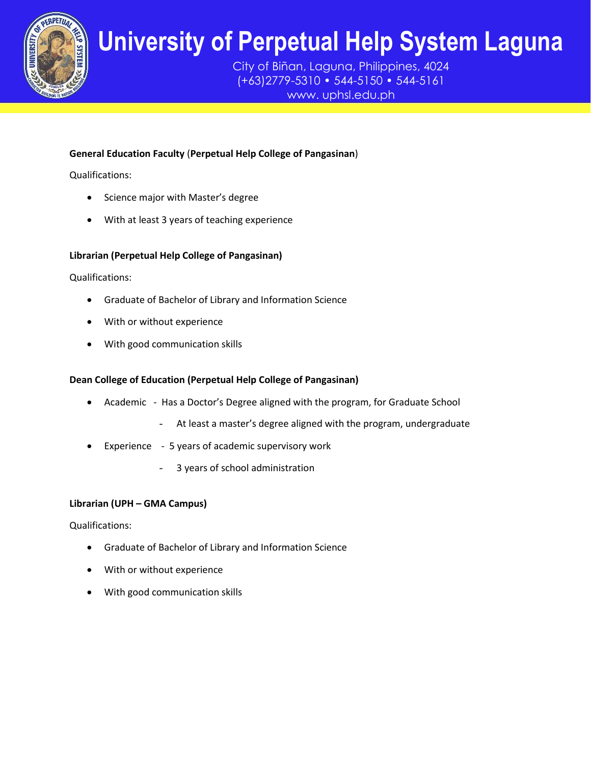# University of Perpetual Help System Laguna

City of Biñan, Laguna, Philippines, 4024
(+63)2779-5310 • 544-5150 • 544-5161
www. uphsl.edu.ph

**General Education Faculty** (**Perpetual Help College of Pangasinan**)

Qualifications:

- Science major with Master's degree
- With at least 3 years of teaching experience

**Librarian (Perpetual Help College of Pangasinan)**

Qualifications:

- Graduate of Bachelor of Library and Information Science
- With or without experience
- With good communication skills

**Dean College of Education (Perpetual Help College of Pangasinan)**

- Academic - Has a Doctor's Degree aligned with the program, for Graduate School
  - At least a master's degree aligned with the program, undergraduate
- Experience - 5 years of academic supervisory work
  - 3 years of school administration

**Librarian (UPH – GMA Campus)**

Qualifications:

- Graduate of Bachelor of Library and Information Science
- With or without experience
- With good communication skills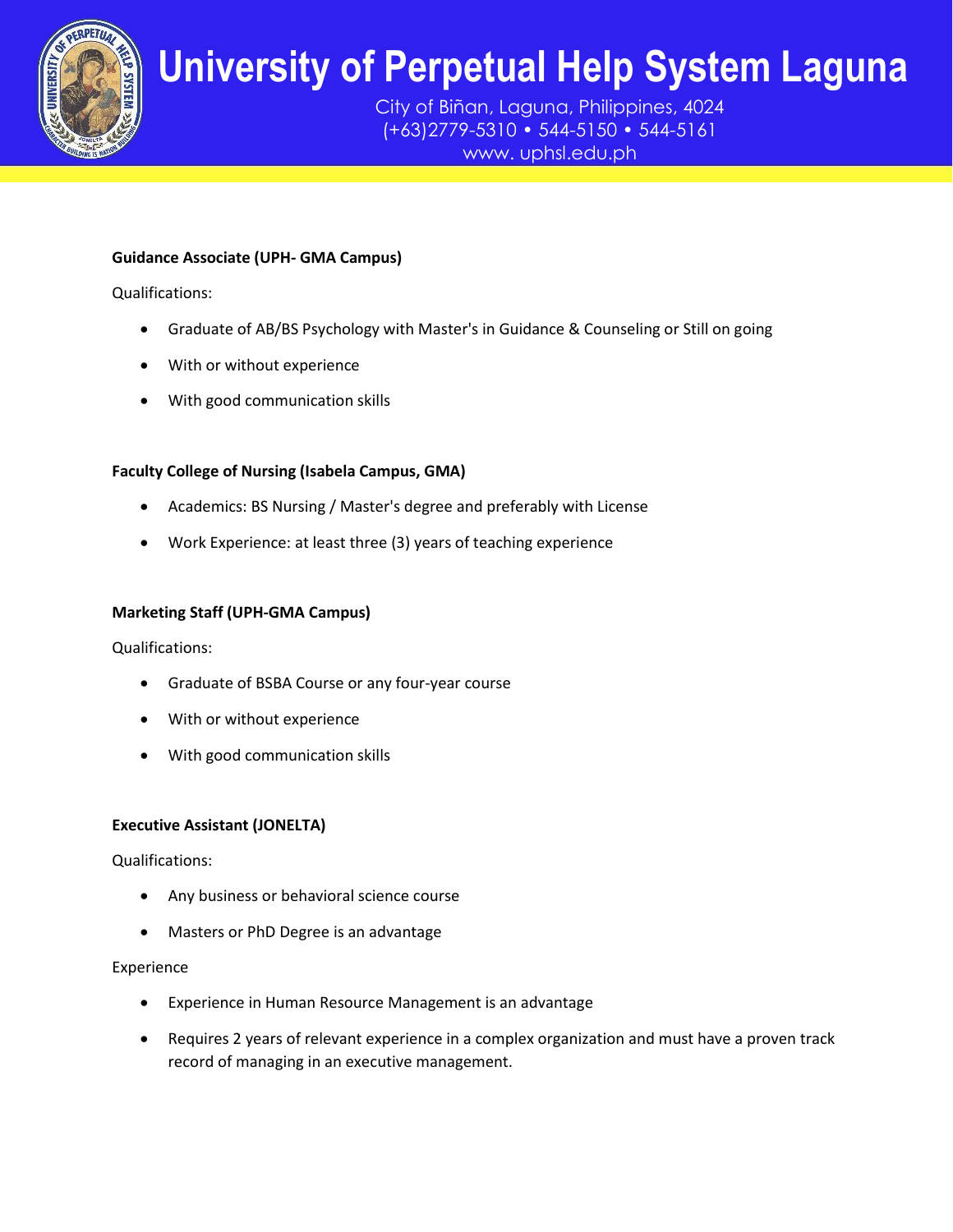**Guidance Associate (UPH- GMA Campus)**

Qualifications:

- Graduate of AB/BS Psychology with Master's in Guidance & Counseling or Still on going
- With or without experience
- With good communication skills

**Faculty College of Nursing (Isabela Campus, GMA)**

- Academics: BS Nursing / Master's degree and preferably with License
- Work Experience: at least three (3) years of teaching experience

**Marketing Staff (UPH-GMA Campus)**

Qualifications:

- Graduate of BSBA Course or any four-year course
- With or without experience
- With good communication skills

**Executive Assistant (JONELTA)**

Qualifications:

- Any business or behavioral science course
- Masters or PhD Degree is an advantage

Experience

- Experience in Human Resource Management is an advantage
- Requires 2 years of relevant experience in a complex organization and must have a proven track record of managing in an executive management.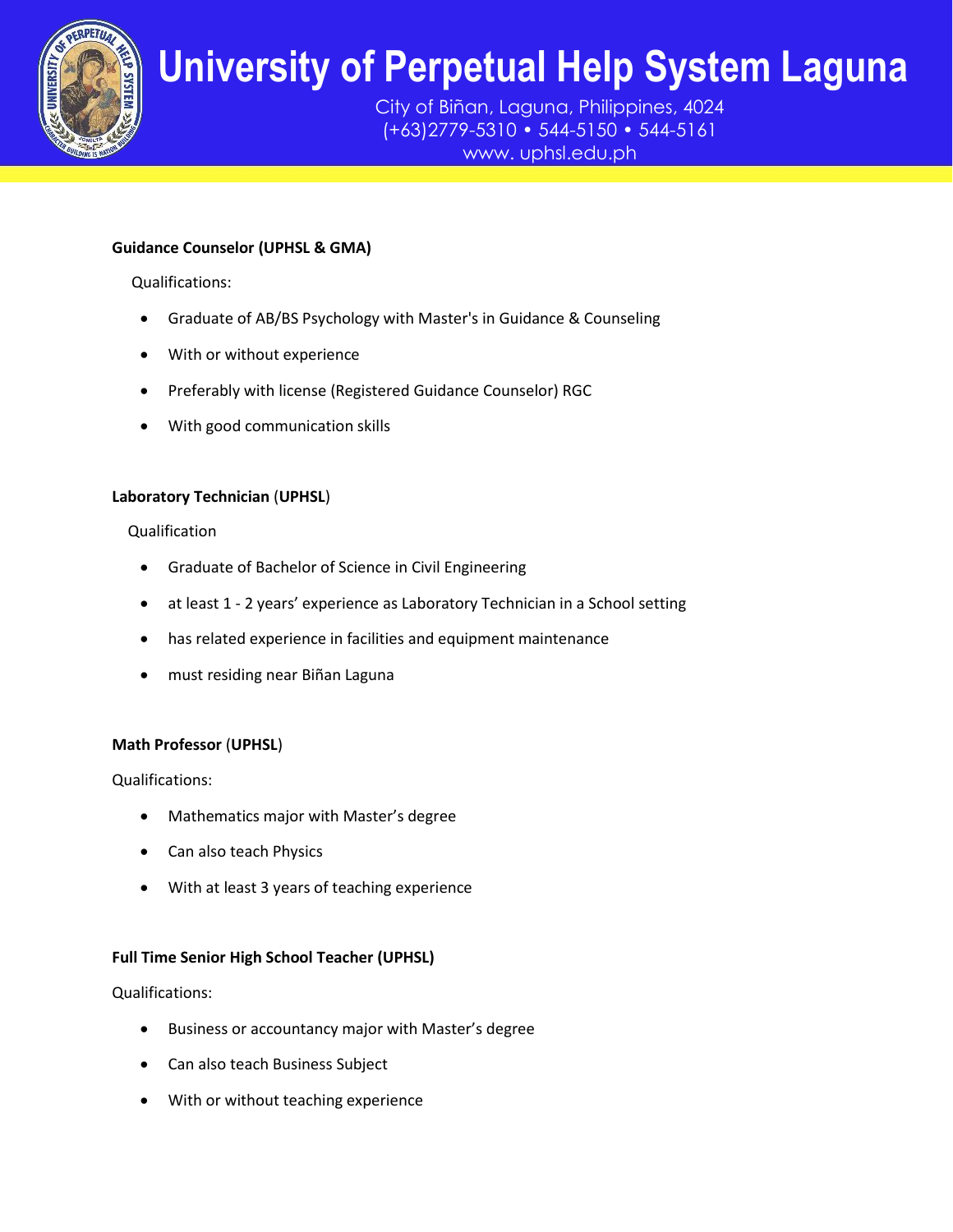**Guidance Counselor (UPHSL & GMA)**

Qualifications:

- Graduate of AB/BS Psychology with Master's in Guidance & Counseling
- With or without experience
- Preferably with license (Registered Guidance Counselor) RGC
- With good communication skills

**Laboratory Technician** (**UPHSL**)

Qualification

- Graduate of Bachelor of Science in Civil Engineering
- at least 1 - 2 years' experience as Laboratory Technician in a School setting
- has related experience in facilities and equipment maintenance
- must residing near Biñan Laguna

**Math Professor** (**UPHSL**)

Qualifications:

- Mathematics major with Master's degree
- Can also teach Physics
- With at least 3 years of teaching experience

**Full Time Senior High School Teacher (UPHSL)**

Qualifications:

- Business or accountancy major with Master's degree
- Can also teach Business Subject
- With or without teaching experience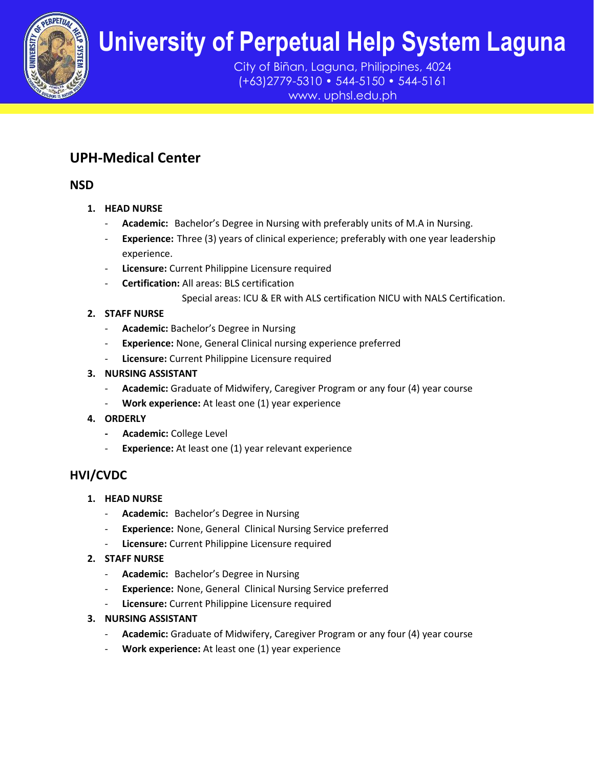## UPH-Medical Center

### NSD

1. **HEAD NURSE**
   - **Academic:** Bachelor's Degree in Nursing with preferably units of M.A in Nursing.
   - **Experience:** Three (3) years of clinical experience; preferably with one year leadership experience.
   - **Licensure:** Current Philippine Licensure required
   - **Certification:** All areas: BLS certification
     Special areas: ICU & ER with ALS certification NICU with NALS Certification.
2. **STAFF NURSE**
   - **Academic:** Bachelor's Degree in Nursing
   - **Experience:** None, General Clinical nursing experience preferred
   - **Licensure:** Current Philippine Licensure required
3. **NURSING ASSISTANT**
   - **Academic:** Graduate of Midwifery, Caregiver Program or any four (4) year course
   - **Work experience:** At least one (1) year experience
4. **ORDERLY**
   - **Academic:** College Level
   - **Experience:** At least one (1) year relevant experience

### HVI/CVDC

1. **HEAD NURSE**
   - **Academic:** Bachelor's Degree in Nursing
   - **Experience:** None, General Clinical Nursing Service preferred
   - **Licensure:** Current Philippine Licensure required
2. **STAFF NURSE**
   - **Academic:** Bachelor's Degree in Nursing
   - **Experience:** None, General Clinical Nursing Service preferred
   - **Licensure:** Current Philippine Licensure required
3. **NURSING ASSISTANT**
   - **Academic:** Graduate of Midwifery, Caregiver Program or any four (4) year course
   - **Work experience:** At least one (1) year experience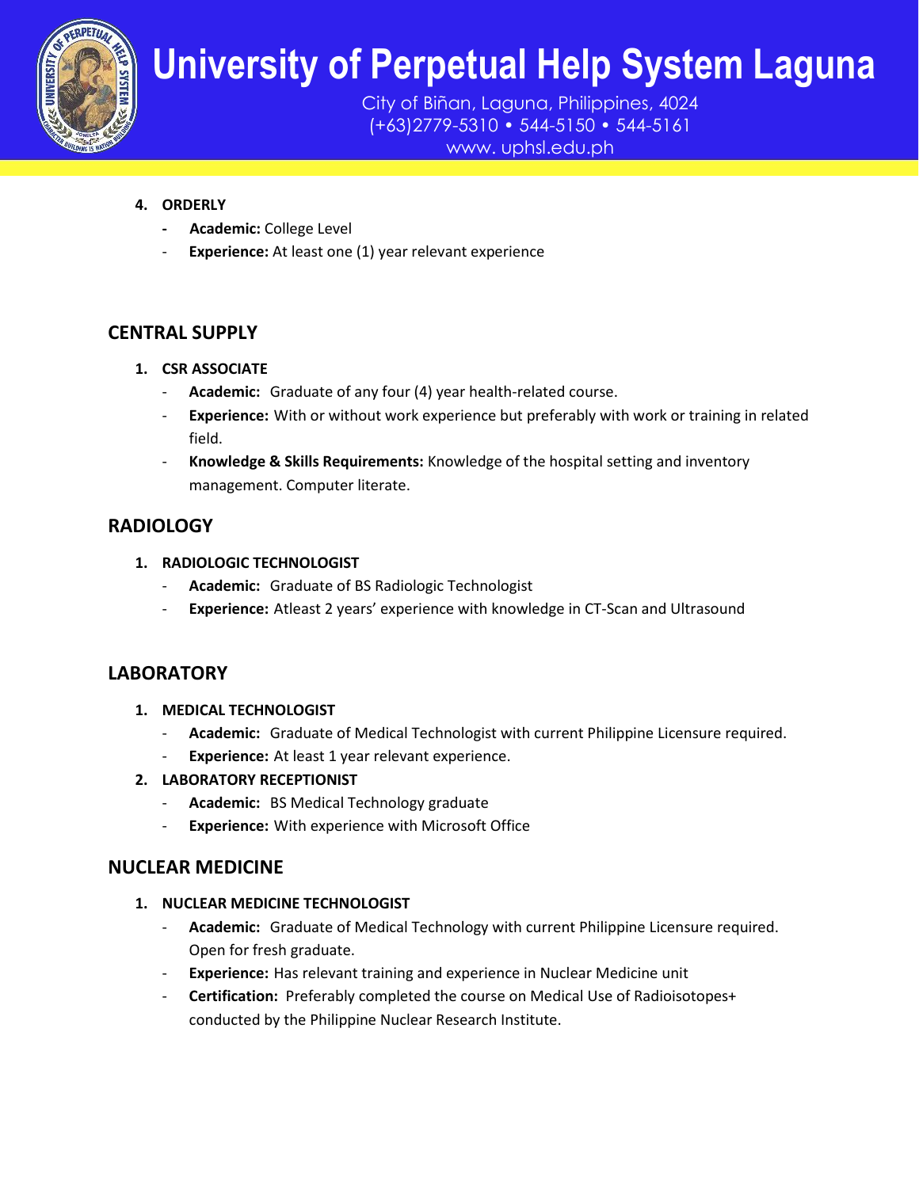4. **ORDERLY**
   - **Academic:** College Level
   - **Experience:** At least one (1) year relevant experience

## CENTRAL SUPPLY

1. **CSR ASSOCIATE**
   - **Academic:** Graduate of any four (4) year health-related course.
   - **Experience:** With or without work experience but preferably with work or training in related field.
   - **Knowledge & Skills Requirements:** Knowledge of the hospital setting and inventory management. Computer literate.

## RADIOLOGY

1. **RADIOLOGIC TECHNOLOGIST**
   - **Academic:** Graduate of BS Radiologic Technologist
   - **Experience:** Atleast 2 years' experience with knowledge in CT-Scan and Ultrasound

## LABORATORY

1. **MEDICAL TECHNOLOGIST**
   - **Academic:** Graduate of Medical Technologist with current Philippine Licensure required.
   - **Experience:** At least 1 year relevant experience.
2. **LABORATORY RECEPTIONIST**
   - **Academic:** BS Medical Technology graduate
   - **Experience:** With experience with Microsoft Office

## NUCLEAR MEDICINE

1. **NUCLEAR MEDICINE TECHNOLOGIST**
   - **Academic:** Graduate of Medical Technology with current Philippine Licensure required. Open for fresh graduate.
   - **Experience:** Has relevant training and experience in Nuclear Medicine unit
   - **Certification:** Preferably completed the course on Medical Use of Radioisotopes+ conducted by the Philippine Nuclear Research Institute.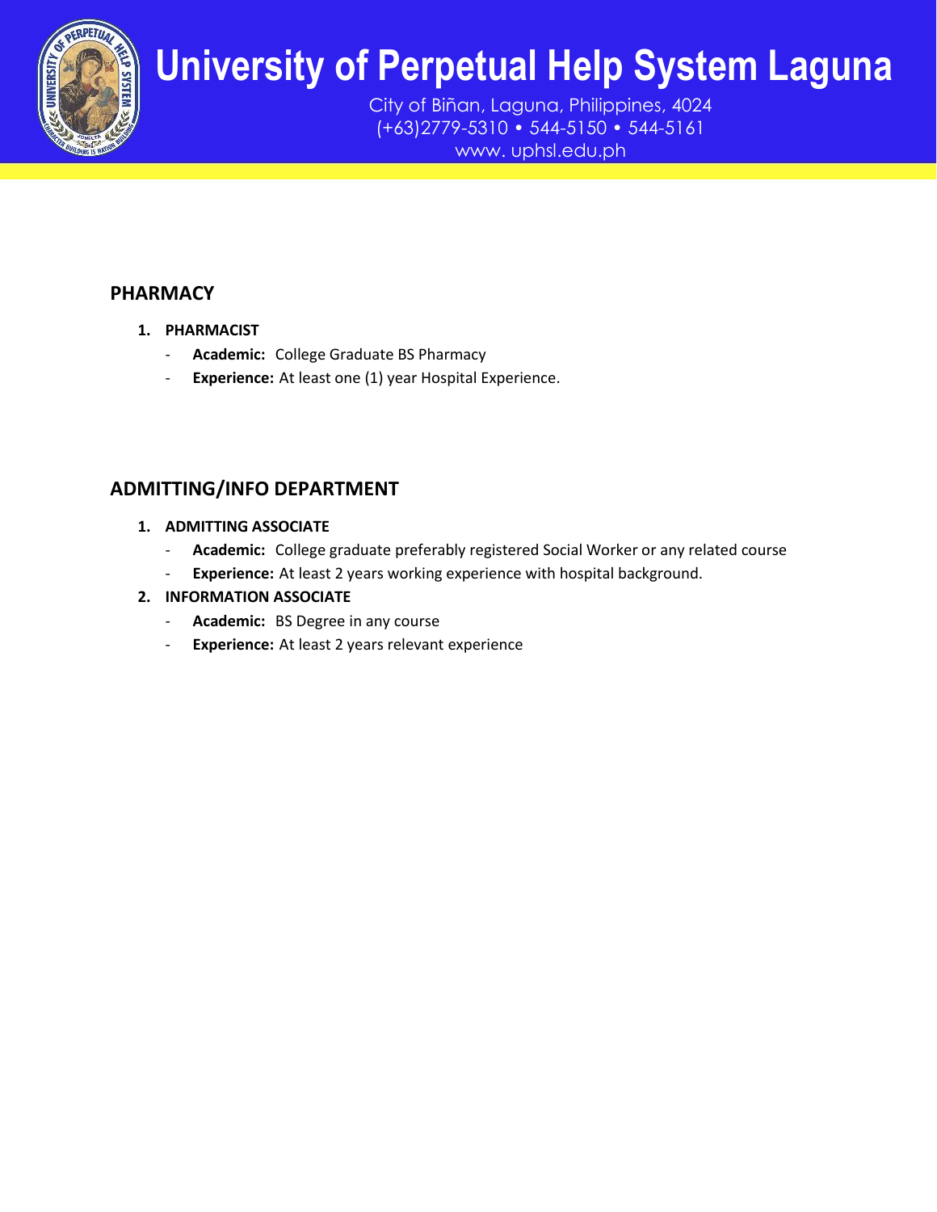## PHARMACY

1. **PHARMACIST**
   - **Academic:** College Graduate BS Pharmacy
   - **Experience:** At least one (1) year Hospital Experience.

## ADMITTING/INFO DEPARTMENT

1. **ADMITTING ASSOCIATE**
   - **Academic:** College graduate preferably registered Social Worker or any related course
   - **Experience:** At least 2 years working experience with hospital background.
2. **INFORMATION ASSOCIATE**
   - **Academic:** BS Degree in any course
   - **Experience:** At least 2 years relevant experience